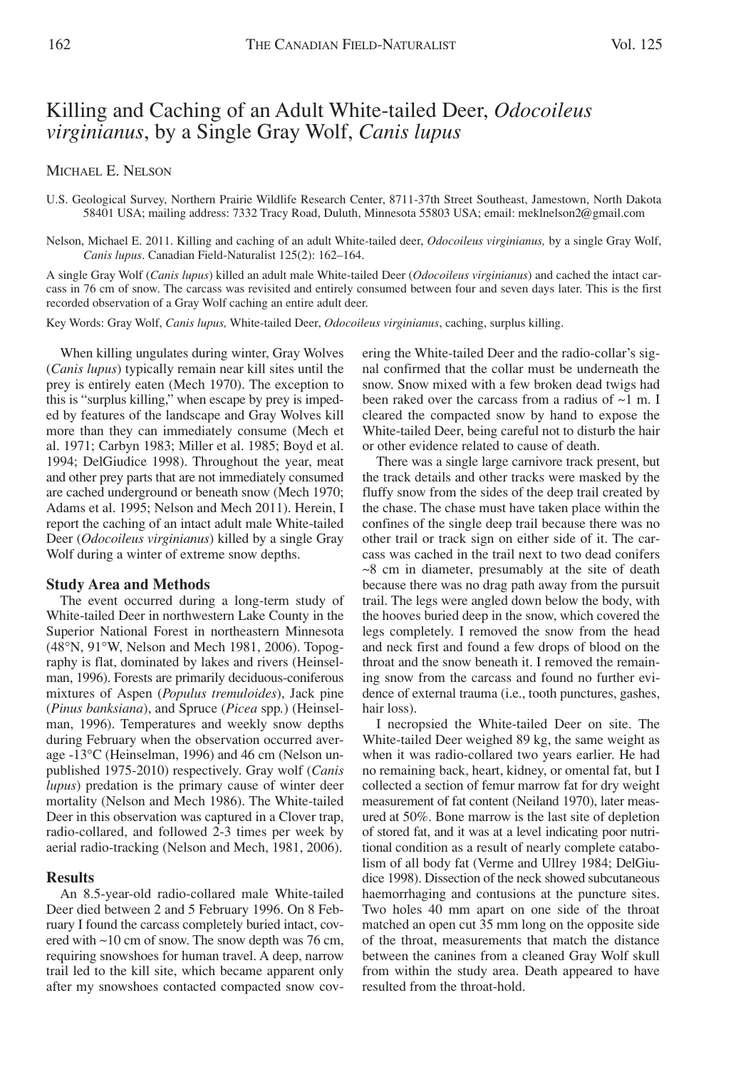# Killing and Caching of an Adult White-tailed Deer, *Odocoileus virginianus*, by a Single Gray Wolf, *Canis lupus*

MICHAEL E. NELSON

U.S. Geological Survey, Northern Prairie Wildlife Research Center, 8711-37th Street Southeast, Jamestown, North Dakota 58401 USA; mailing address: 7332 Tracy Road, Duluth, Minnesota 55803 USA; email: meklnelson2@gmail.com

Nelson, Michael E. 2011. Killing and caching of an adult White-tailed deer, *Odocoileus virginianus,* by a single Gray Wolf, *Canis lupus*. Canadian Field-Naturalist 125(2): 162–164.

A single Gray Wolf (*Canis lupus*) killed an adult male White-tailed Deer (*Odocoileus virginianus*) and cached the intact carcass in 76 cm of snow. The carcass was revisited and entirely consumed between four and seven days later. This is the first recorded observation of a Gray Wolf caching an entire adult deer.

Key Words: Gray Wolf, *Canis lupus,* White-tailed Deer, *Odocoileus virginianus*, caching, surplus killing.

When killing ungulates during winter, Gray Wolves (*Canis lupus*) typically remain near kill sites until the prey is entirely eaten (Mech 1970). The exception to this is "surplus killing," when escape by prey is impeded by features of the landscape and Gray Wolves kill more than they can immediately consume (Mech et al. 1971; Carbyn 1983; Miller et al. 1985; Boyd et al. 1994; DelGiudice 1998). Throughout the year, meat and other prey parts that are not immediately consumed are cached underground or beneath snow (Mech 1970; Adams et al. 1995; Nelson and Mech 2011). Herein, I report the caching of an intact adult male White-tailed Deer (*Odocoileus virginianus*) killed by a single Gray Wolf during a winter of extreme snow depths.

## Study Area and Methods

The event occurred during a long-term study of White-tailed Deer in northwestern Lake County in the Superior National Forest in northeastern Minnesota (48°N, 91°W, Nelson and Mech 1981, 2006). Topography is flat, dominated by lakes and rivers (Heinselman, 1996). Forests are primarily deciduous-coniferous mixtures of Aspen (*Populus tremuloides*), Jack pine (*Pinus banksiana*), and Spruce (*Picea* spp.) (Heinselman, 1996). Temperatures and weekly snow depths during February when the observation occurred average -13°C (Heinselman, 1996) and 46 cm (Nelson unpublished 1975-2010) respectively. Gray wolf (*Canis lupus*) predation is the primary cause of winter deer mortality (Nelson and Mech 1986). The White-tailed Deer in this observation was captured in a Clover trap, radio-collared, and followed 2-3 times per week by aerial radio-tracking (Nelson and Mech, 1981, 2006).

## Results

An 8.5-year-old radio-collared male White-tailed Deer died between 2 and 5 February 1996. On 8 February I found the carcass completely buried intact, covered with ~10 cm of snow. The snow depth was 76 cm, requiring snowshoes for human travel. A deep, narrow trail led to the kill site, which became apparent only after my snowshoes contacted compacted snow covering the White-tailed Deer and the radio-collar's signal confirmed that the collar must be underneath the snow. Snow mixed with a few broken dead twigs had been raked over the carcass from a radius of ~1 m. I cleared the compacted snow by hand to expose the White-tailed Deer, being careful not to disturb the hair or other evidence related to cause of death.

There was a single large carnivore track present, but the track details and other tracks were masked by the fluffy snow from the sides of the deep trail created by the chase. The chase must have taken place within the confines of the single deep trail because there was no other trail or track sign on either side of it. The carcass was cached in the trail next to two dead conifers ~8 cm in diameter, presumably at the site of death because there was no drag path away from the pursuit trail. The legs were angled down below the body, with the hooves buried deep in the snow, which covered the legs completely. I removed the snow from the head and neck first and found a few drops of blood on the throat and the snow beneath it. I removed the remaining snow from the carcass and found no further evidence of external trauma (i.e., tooth punctures, gashes, hair loss).

I necropsied the White-tailed Deer on site. The White-tailed Deer weighed 89 kg, the same weight as when it was radio-collared two years earlier. He had no remaining back, heart, kidney, or omental fat, but I collected a section of femur marrow fat for dry weight measurement of fat content (Neiland 1970), later measured at 50%. Bone marrow is the last site of depletion of stored fat, and it was at a level indicating poor nutritional condition as a result of nearly complete catabolism of all body fat (Verme and Ullrey 1984; DelGiudice 1998). Dissection of the neck showed subcutaneous haemorrhaging and contusions at the puncture sites. Two holes 40 mm apart on one side of the throat matched an open cut 35 mm long on the opposite side of the throat, measurements that match the distance between the canines from a cleaned Gray Wolf skull from within the study area. Death appeared to have resulted from the throat-hold.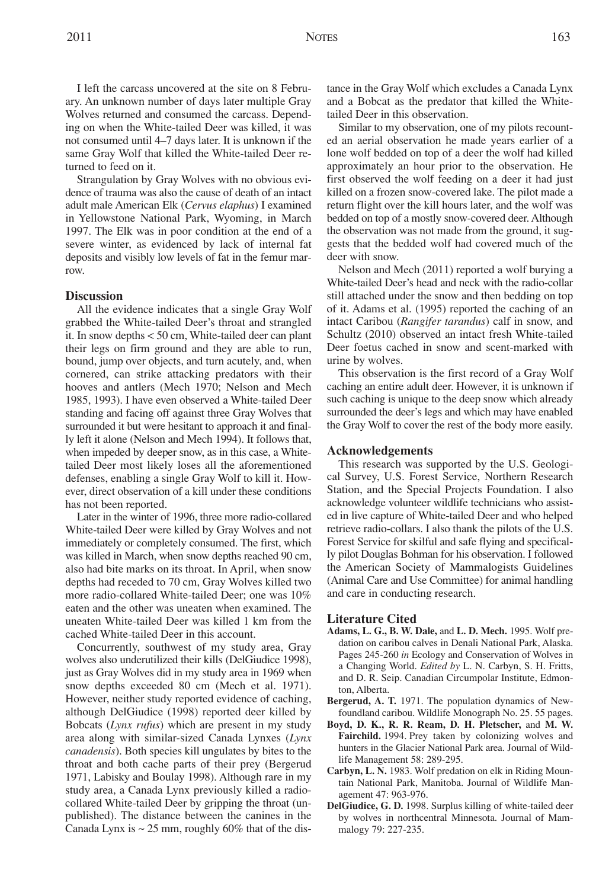I left the carcass uncovered at the site on 8 February. An unknown number of days later multiple Gray Wolves returned and consumed the carcass. Depending on when the White-tailed Deer was killed, it was not consumed until 4–7 days later. It is unknown if the same Gray Wolf that killed the White-tailed Deer returned to feed on it.

Strangulation by Gray Wolves with no obvious evidence of trauma was also the cause of death of an intact adult male American Elk (*Cervus elaphus*) I examined in Yellowstone National Park, Wyoming, in March 1997. The Elk was in poor condition at the end of a severe winter, as evidenced by lack of internal fat deposits and visibly low levels of fat in the femur marrow.

## Discussion

All the evidence indicates that a single Gray Wolf grabbed the White-tailed Deer's throat and strangled it. In snow depths < 50 cm, White-tailed deer can plant their legs on firm ground and they are able to run, bound, jump over objects, and turn acutely, and, when cornered, can strike attacking predators with their hooves and antlers (Mech 1970; Nelson and Mech 1985, 1993). I have even observed a White-tailed Deer standing and facing off against three Gray Wolves that surrounded it but were hesitant to approach it and finally left it alone (Nelson and Mech 1994). It follows that, when impeded by deeper snow, as in this case, a White-tailed Deer most likely loses all the aforementioned defenses, enabling a single Gray Wolf to kill it. However, direct observation of a kill under these conditions has not been reported.

Later in the winter of 1996, three more radio-collared White-tailed Deer were killed by Gray Wolves and not immediately or completely consumed. The first, which was killed in March, when snow depths reached 90 cm, also had bite marks on its throat. In April, when snow depths had receded to 70 cm, Gray Wolves killed two more radio-collared White-tailed Deer; one was 10% eaten and the other was uneaten when examined. The uneaten White-tailed Deer was killed 1 km from the cached White-tailed Deer in this account.

Concurrently, southwest of my study area, Gray wolves also underutilized their kills (DelGiudice 1998), just as Gray Wolves did in my study area in 1969 when snow depths exceeded 80 cm (Mech et al. 1971). However, neither study reported evidence of caching, although DelGiudice (1998) reported deer killed by Bobcats (*Lynx rufus*) which are present in my study area along with similar-sized Canada Lynxes (*Lynx canadensis*). Both species kill ungulates by bites to the throat and both cache parts of their prey (Bergerud 1971, Labisky and Boulay 1998). Although rare in my study area, a Canada Lynx previously killed a radio-collared White-tailed Deer by gripping the throat (unpublished). The distance between the canines in the Canada Lynx is ~ 25 mm, roughly 60% that of the distance in the Gray Wolf which excludes a Canada Lynx and a Bobcat as the predator that killed the White-tailed Deer in this observation.

Similar to my observation, one of my pilots recounted an aerial observation he made years earlier of a lone wolf bedded on top of a deer the wolf had killed approximately an hour prior to the observation. He first observed the wolf feeding on a deer it had just killed on a frozen snow-covered lake. The pilot made a return flight over the kill hours later, and the wolf was bedded on top of a mostly snow-covered deer. Although the observation was not made from the ground, it suggests that the bedded wolf had covered much of the deer with snow.

Nelson and Mech (2011) reported a wolf burying a White-tailed Deer's head and neck with the radio-collar still attached under the snow and then bedding on top of it. Adams et al. (1995) reported the caching of an intact Caribou (*Rangifer tarandus*) calf in snow, and Schultz (2010) observed an intact fresh White-tailed Deer foetus cached in snow and scent-marked with urine by wolves.

This observation is the first record of a Gray Wolf caching an entire adult deer. However, it is unknown if such caching is unique to the deep snow which already surrounded the deer's legs and which may have enabled the Gray Wolf to cover the rest of the body more easily.

## Acknowledgements

This research was supported by the U.S. Geological Survey, U.S. Forest Service, Northern Research Station, and the Special Projects Foundation. I also acknowledge volunteer wildlife technicians who assisted in live capture of White-tailed Deer and who helped retrieve radio-collars. I also thank the pilots of the U.S. Forest Service for skilful and safe flying and specifically pilot Douglas Bohman for his observation. I followed the American Society of Mammalogists Guidelines (Animal Care and Use Committee) for animal handling and care in conducting research.

## Literature Cited

**Adams, L. G., B. W. Dale,** and **L. D. Mech.** 1995. Wolf predation on caribou calves in Denali National Park, Alaska. Pages 245-260 *in* Ecology and Conservation of Wolves in a Changing World. *Edited by* L. N. Carbyn, S. H. Fritts, and D. R. Seip. Canadian Circumpolar Institute, Edmonton, Alberta.

**Bergerud, A. T.** 1971. The population dynamics of Newfoundland caribou. Wildlife Monograph No. 25. 55 pages.

**Boyd, D. K., R. R. Ream, D. H. Pletscher,** and **M. W. Fairchild.** 1994. Prey taken by colonizing wolves and hunters in the Glacier National Park area. Journal of Wildlife Management 58: 289-295.

**Carbyn, L. N.** 1983. Wolf predation on elk in Riding Mountain National Park, Manitoba. Journal of Wildlife Management 47: 963-976.

**DelGiudice, G. D.** 1998. Surplus killing of white-tailed deer by wolves in northcentral Minnesota. Journal of Mammalogy 79: 227-235.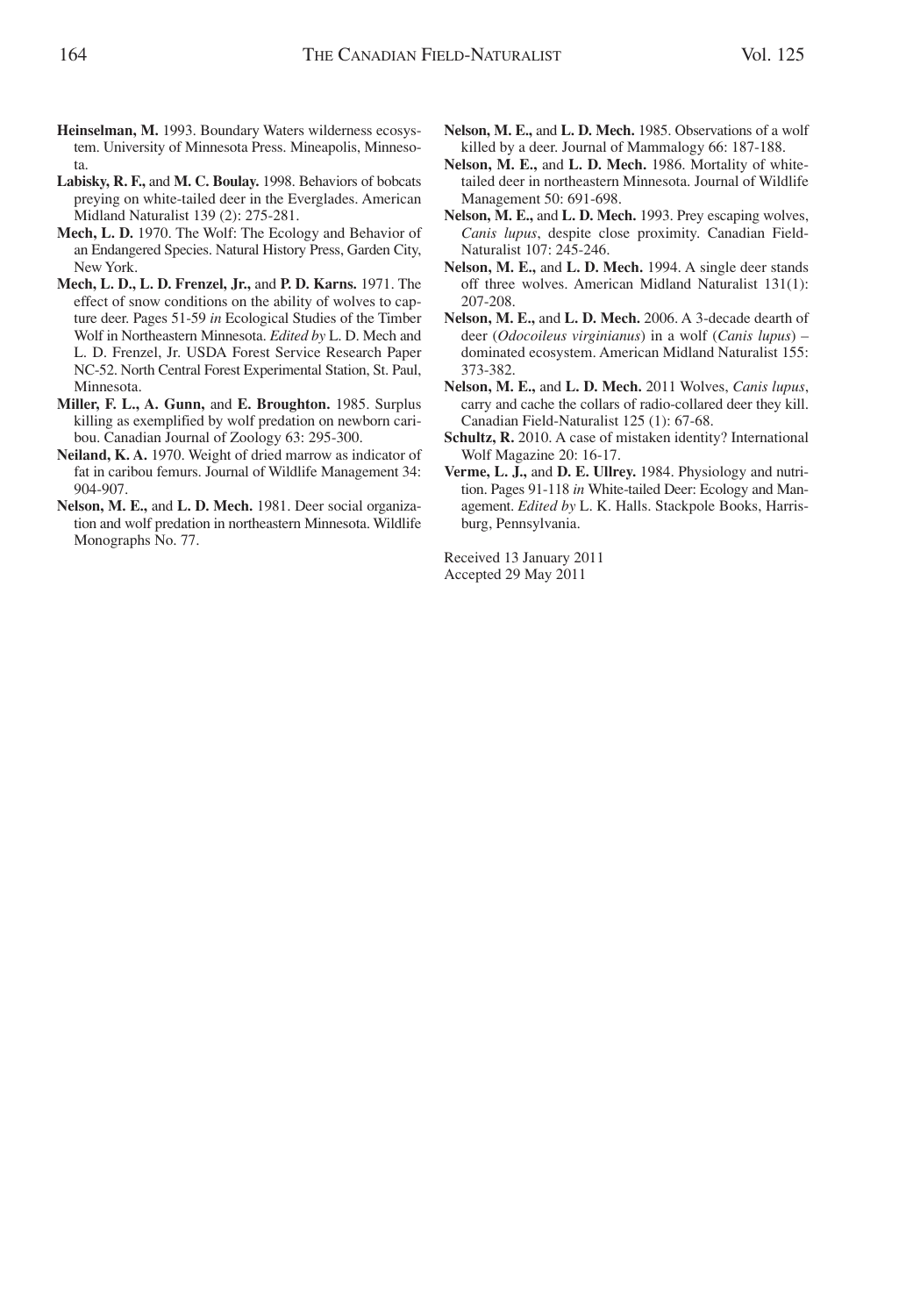**Heinselman, M.** 1993. Boundary Waters wilderness ecosystem. University of Minnesota Press. Mineapolis, Minnesota.

**Labisky, R. F.,** and **M. C. Boulay.** 1998. Behaviors of bobcats preying on white-tailed deer in the Everglades. American Midland Naturalist 139 (2): 275-281.

**Mech, L. D.** 1970. The Wolf: The Ecology and Behavior of an Endangered Species. Natural History Press, Garden City, New York.

**Mech, L. D., L. D. Frenzel, Jr.,** and **P. D. Karns.** 1971. The effect of snow conditions on the ability of wolves to capture deer. Pages 51-59 *in* Ecological Studies of the Timber Wolf in Northeastern Minnesota. *Edited by* L. D. Mech and L. D. Frenzel, Jr. USDA Forest Service Research Paper NC-52. North Central Forest Experimental Station, St. Paul, Minnesota.

**Miller, F. L., A. Gunn,** and **E. Broughton.** 1985. Surplus killing as exemplified by wolf predation on newborn caribou. Canadian Journal of Zoology 63: 295-300.

**Neiland, K. A.** 1970. Weight of dried marrow as indicator of fat in caribou femurs. Journal of Wildlife Management 34: 904-907.

**Nelson, M. E.,** and **L. D. Mech.** 1981. Deer social organization and wolf predation in northeastern Minnesota. Wildlife Monographs No. 77.

**Nelson, M. E.,** and **L. D. Mech.** 1985. Observations of a wolf killed by a deer. Journal of Mammalogy 66: 187-188.

**Nelson, M. E.,** and **L. D. Mech.** 1986. Mortality of white-tailed deer in northeastern Minnesota. Journal of Wildlife Management 50: 691-698.

**Nelson, M. E.,** and **L. D. Mech.** 1993. Prey escaping wolves, *Canis lupus*, despite close proximity. Canadian Field-Naturalist 107: 245-246.

**Nelson, M. E.,** and **L. D. Mech.** 1994. A single deer stands off three wolves. American Midland Naturalist 131(1): 207-208.

**Nelson, M. E.,** and **L. D. Mech.** 2006. A 3-decade dearth of deer (*Odocoileus virginianus*) in a wolf (*Canis lupus*) – dominated ecosystem. American Midland Naturalist 155: 373-382.

**Nelson, M. E.,** and **L. D. Mech.** 2011 Wolves, *Canis lupus*, carry and cache the collars of radio-collared deer they kill. Canadian Field-Naturalist 125 (1): 67-68.

**Schultz, R.** 2010. A case of mistaken identity? International Wolf Magazine 20: 16-17.

**Verme, L. J.,** and **D. E. Ullrey.** 1984. Physiology and nutrition. Pages 91-118 *in* White-tailed Deer: Ecology and Management. *Edited by* L. K. Halls. Stackpole Books, Harrisburg, Pennsylvania.

Received 13 January 2011
Accepted 29 May 2011